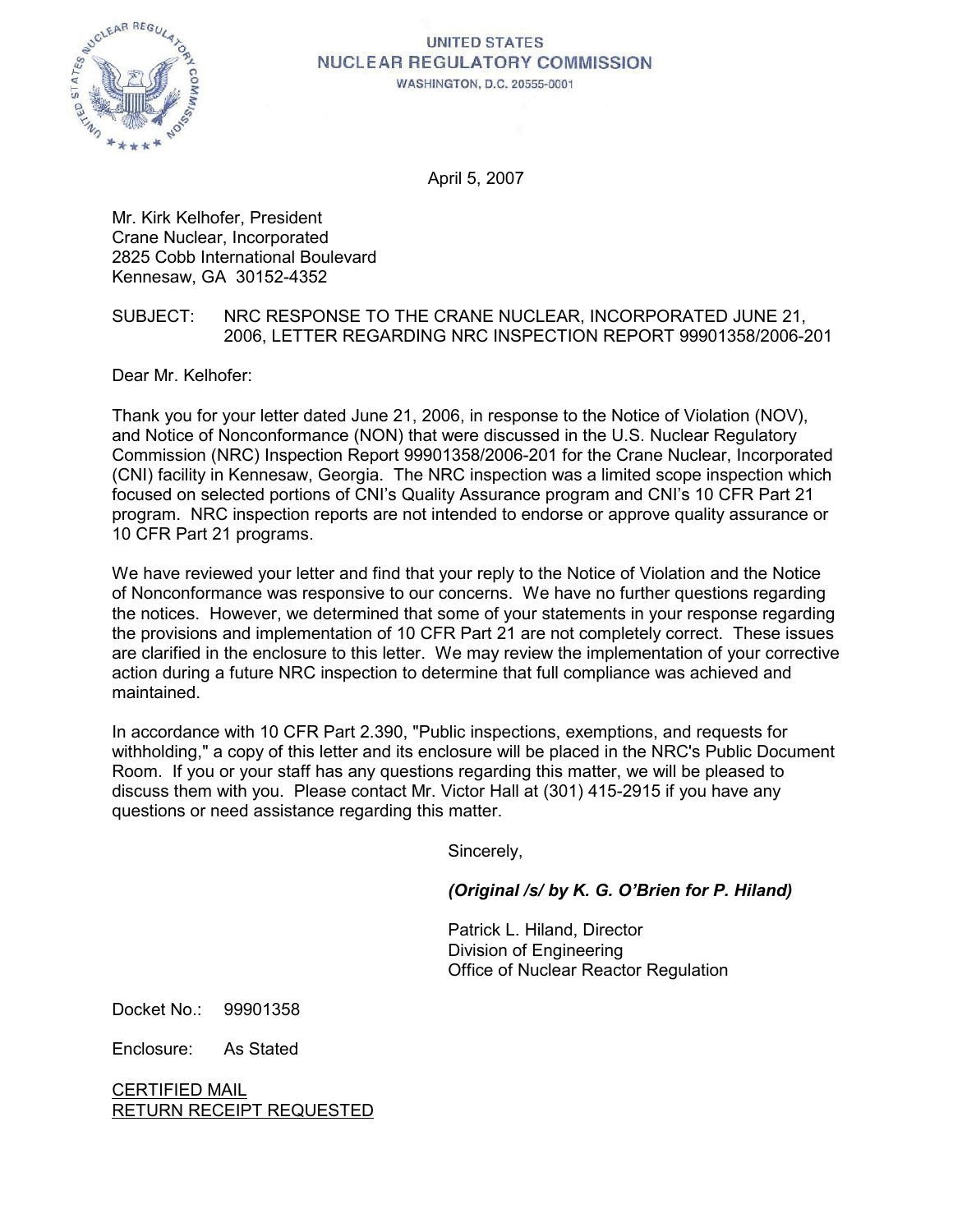# UNITED STATES
## NUCLEAR REGULATORY COMMISSION
WASHINGTON, D.C. 20555-0001

April 5, 2007

Mr. Kirk Kelhofer, President
Crane Nuclear, Incorporated
2825 Cobb International Boulevard
Kennesaw, GA 30152-4352

SUBJECT: NRC RESPONSE TO THE CRANE NUCLEAR, INCORPORATED JUNE 21, 2006, LETTER REGARDING NRC INSPECTION REPORT 99901358/2006-201

Dear Mr. Kelhofer:

Thank you for your letter dated June 21, 2006, in response to the Notice of Violation (NOV), and Notice of Nonconformance (NON) that were discussed in the U.S. Nuclear Regulatory Commission (NRC) Inspection Report 99901358/2006-201 for the Crane Nuclear, Incorporated (CNI) facility in Kennesaw, Georgia. The NRC inspection was a limited scope inspection which focused on selected portions of CNI's Quality Assurance program and CNI's 10 CFR Part 21 program. NRC inspection reports are not intended to endorse or approve quality assurance or 10 CFR Part 21 programs.

We have reviewed your letter and find that your reply to the Notice of Violation and the Notice of Nonconformance was responsive to our concerns. We have no further questions regarding the notices. However, we determined that some of your statements in your response regarding the provisions and implementation of 10 CFR Part 21 are not completely correct. These issues are clarified in the enclosure to this letter. We may review the implementation of your corrective action during a future NRC inspection to determine that full compliance was achieved and maintained.

In accordance with 10 CFR Part 2.390, "Public inspections, exemptions, and requests for withholding," a copy of this letter and its enclosure will be placed in the NRC's Public Document Room. If you or your staff has any questions regarding this matter, we will be pleased to discuss them with you. Please contact Mr. Victor Hall at (301) 415-2915 if you have any questions or need assistance regarding this matter.

Sincerely,

***(Original /s/ by K. G. O'Brien for P. Hiland)***

Patrick L. Hiland, Director
Division of Engineering
Office of Nuclear Reactor Regulation

Docket No.: 99901358

Enclosure: As Stated

<u>CERTIFIED MAIL</u>
<u>RETURN RECEIPT REQUESTED</u>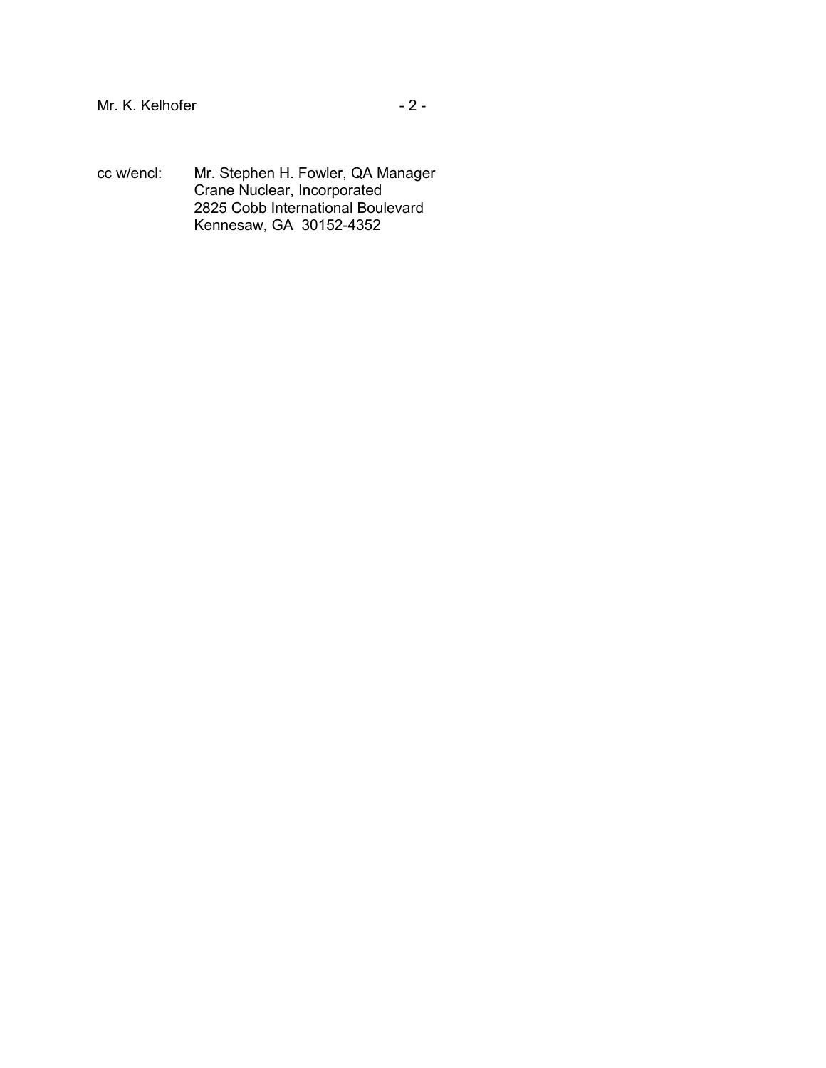cc w/encl: Mr. Stephen H. Fowler, QA Manager
Crane Nuclear, Incorporated
2825 Cobb International Boulevard
Kennesaw, GA 30152-4352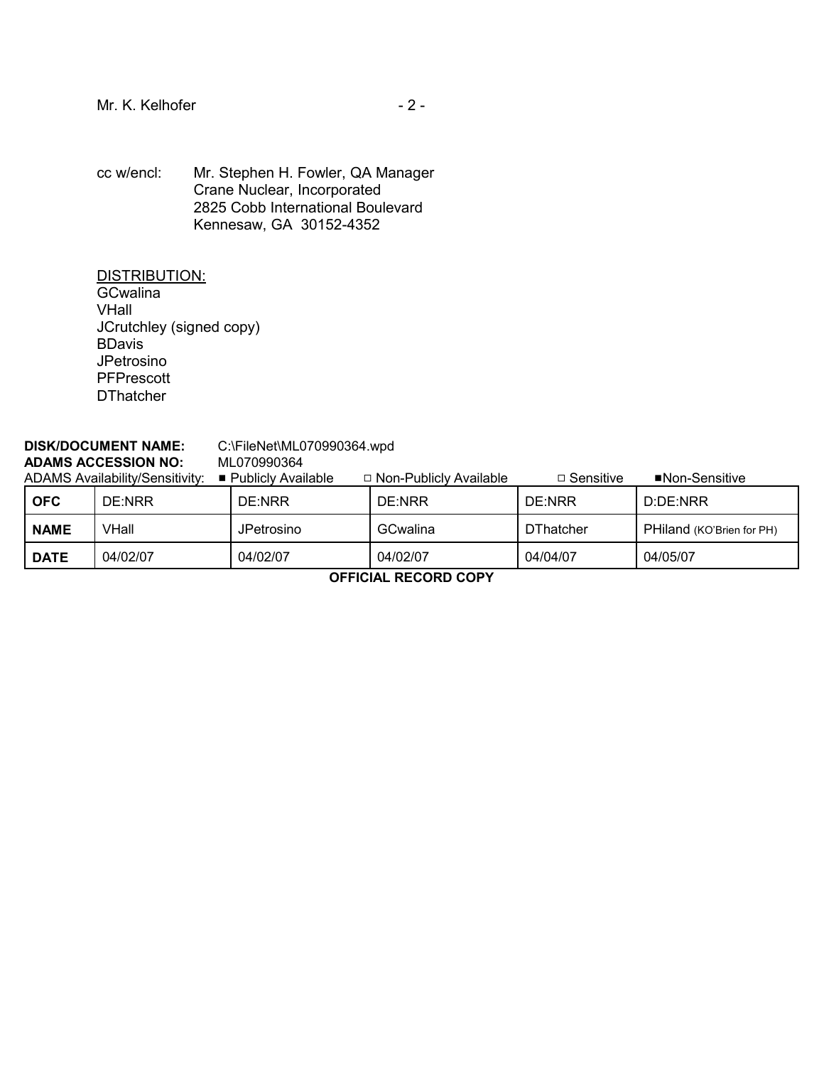cc w/encl: Mr. Stephen H. Fowler, QA Manager
Crane Nuclear, Incorporated
2825 Cobb International Boulevard
Kennesaw, GA 30152-4352

DISTRIBUTION:
GCwalina
VHall
JCrutchley (signed copy)
BDavis
JPetrosino
PFPrescott
DThatcher

**DISK/DOCUMENT NAME:** C:\FileNet\ML070990364.wpd
**ADAMS ACCESSION NO:** ML070990364
ADAMS Availability/Sensitivity: ■ Publicly Available □ Non-Publicly Available □ Sensitive ■Non-Sensitive

| **OFC** | DE:NRR | DE:NRR | DE:NRR | DE:NRR | D:DE:NRR |
|---|---|---|---|---|---|
| **NAME** | VHall | JPetrosino | GCwalina | DThatcher | PHiland (KO'Brien for PH) |
| **DATE** | 04/02/07 | 04/02/07 | 04/02/07 | 04/04/07 | 04/05/07 |

**OFFICIAL RECORD COPY**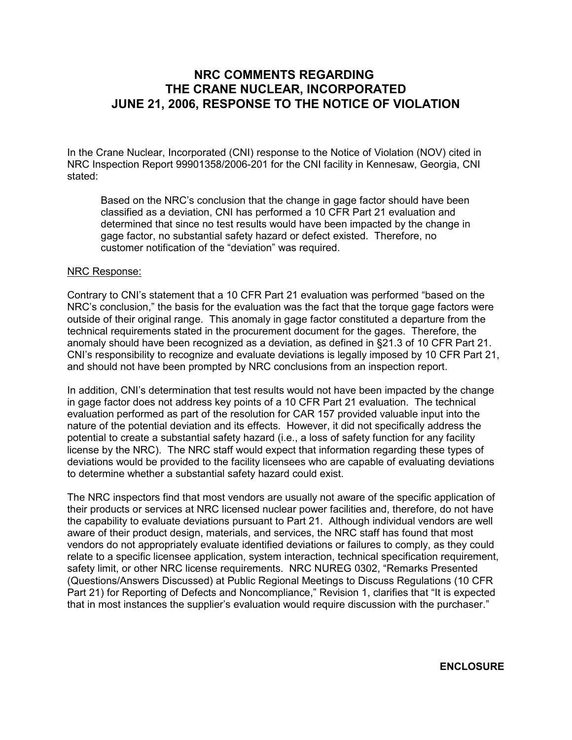# NRC COMMENTS REGARDING THE CRANE NUCLEAR, INCORPORATED JUNE 21, 2006, RESPONSE TO THE NOTICE OF VIOLATION

In the Crane Nuclear, Incorporated (CNI) response to the Notice of Violation (NOV) cited in NRC Inspection Report 99901358/2006-201 for the CNI facility in Kennesaw, Georgia, CNI stated:

> Based on the NRC's conclusion that the change in gage factor should have been classified as a deviation, CNI has performed a 10 CFR Part 21 evaluation and determined that since no test results would have been impacted by the change in gage factor, no substantial safety hazard or defect existed. Therefore, no customer notification of the "deviation" was required.

NRC Response:

Contrary to CNI's statement that a 10 CFR Part 21 evaluation was performed "based on the NRC's conclusion," the basis for the evaluation was the fact that the torque gage factors were outside of their original range. This anomaly in gage factor constituted a departure from the technical requirements stated in the procurement document for the gages. Therefore, the anomaly should have been recognized as a deviation, as defined in §21.3 of 10 CFR Part 21. CNI's responsibility to recognize and evaluate deviations is legally imposed by 10 CFR Part 21, and should not have been prompted by NRC conclusions from an inspection report.

In addition, CNI's determination that test results would not have been impacted by the change in gage factor does not address key points of a 10 CFR Part 21 evaluation. The technical evaluation performed as part of the resolution for CAR 157 provided valuable input into the nature of the potential deviation and its effects. However, it did not specifically address the potential to create a substantial safety hazard (i.e., a loss of safety function for any facility license by the NRC). The NRC staff would expect that information regarding these types of deviations would be provided to the facility licensees who are capable of evaluating deviations to determine whether a substantial safety hazard could exist.

The NRC inspectors find that most vendors are usually not aware of the specific application of their products or services at NRC licensed nuclear power facilities and, therefore, do not have the capability to evaluate deviations pursuant to Part 21. Although individual vendors are well aware of their product design, materials, and services, the NRC staff has found that most vendors do not appropriately evaluate identified deviations or failures to comply, as they could relate to a specific licensee application, system interaction, technical specification requirement, safety limit, or other NRC license requirements. NRC NUREG 0302, "Remarks Presented (Questions/Answers Discussed) at Public Regional Meetings to Discuss Regulations (10 CFR Part 21) for Reporting of Defects and Noncompliance," Revision 1, clarifies that "It is expected that in most instances the supplier's evaluation would require discussion with the purchaser."

**ENCLOSURE**